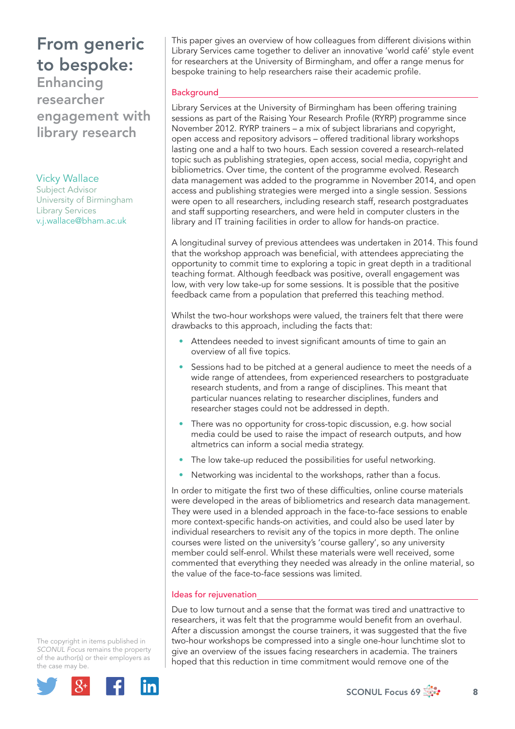# From generic to bespoke:

## Enhancing researcher engagement with library research

**Vicky Wallace**
Subject Advisor
University of Birmingham Library Services
v.j.wallace@bham.ac.uk

This paper gives an overview of how colleagues from different divisions within Library Services came together to deliver an innovative 'world café' style event for researchers at the University of Birmingham, and offer a range menus for bespoke training to help researchers raise their academic profile.

### Background

Library Services at the University of Birmingham has been offering training sessions as part of the Raising Your Research Profile (RYRP) programme since November 2012. RYRP trainers – a mix of subject librarians and copyright, open access and repository advisors – offered traditional library workshops lasting one and a half to two hours. Each session covered a research-related topic such as publishing strategies, open access, social media, copyright and bibliometrics. Over time, the content of the programme evolved. Research data management was added to the programme in November 2014, and open access and publishing strategies were merged into a single session. Sessions were open to all researchers, including research staff, research postgraduates and staff supporting researchers, and were held in computer clusters in the library and IT training facilities in order to allow for hands-on practice.

A longitudinal survey of previous attendees was undertaken in 2014. This found that the workshop approach was beneficial, with attendees appreciating the opportunity to commit time to exploring a topic in great depth in a traditional teaching format. Although feedback was positive, overall engagement was low, with very low take-up for some sessions. It is possible that the positive feedback came from a population that preferred this teaching method.

Whilst the two-hour workshops were valued, the trainers felt that there were drawbacks to this approach, including the facts that:

- Attendees needed to invest significant amounts of time to gain an overview of all five topics.
- Sessions had to be pitched at a general audience to meet the needs of a wide range of attendees, from experienced researchers to postgraduate research students, and from a range of disciplines. This meant that particular nuances relating to researcher disciplines, funders and researcher stages could not be addressed in depth.
- There was no opportunity for cross-topic discussion, e.g. how social media could be used to raise the impact of research outputs, and how altmetrics can inform a social media strategy.
- The low take-up reduced the possibilities for useful networking.
- Networking was incidental to the workshops, rather than a focus.

In order to mitigate the first two of these difficulties, online course materials were developed in the areas of bibliometrics and research data management. They were used in a blended approach in the face-to-face sessions to enable more context-specific hands-on activities, and could also be used later by individual researchers to revisit any of the topics in more depth. The online courses were listed on the university's 'course gallery', so any university member could self-enrol. Whilst these materials were well received, some commented that everything they needed was already in the online material, so the value of the face-to-face sessions was limited.

### Ideas for rejuvenation

Due to low turnout and a sense that the format was tired and unattractive to researchers, it was felt that the programme would benefit from an overhaul. After a discussion amongst the course trainers, it was suggested that the five two-hour workshops be compressed into a single one-hour lunchtime slot to give an overview of the issues facing researchers in academia. The trainers hoped that this reduction in time commitment would remove one of the

The copyright in items published in *SCONUL Focus* remains the property of the author(s) or their employers as the case may be.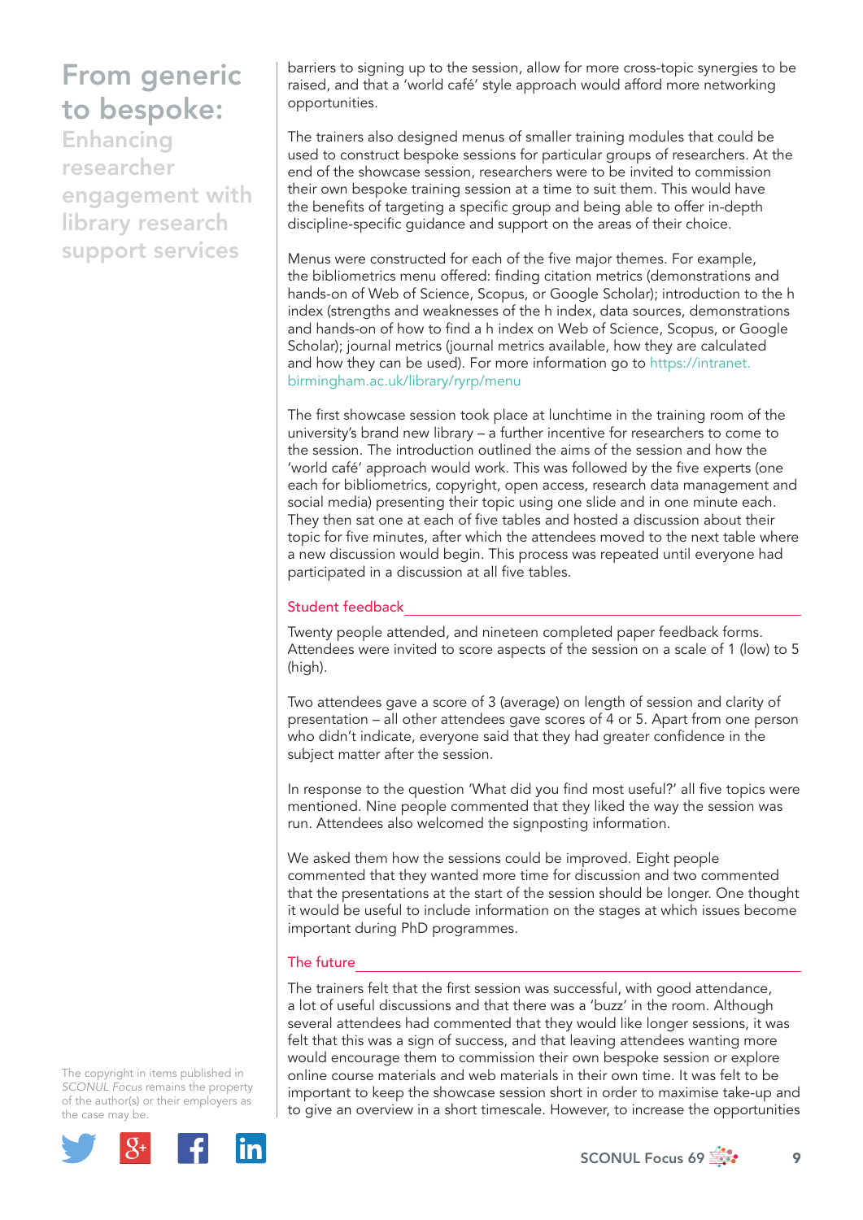barriers to signing up to the session, allow for more cross-topic synergies to be raised, and that a 'world café' style approach would afford more networking opportunities.

The trainers also designed menus of smaller training modules that could be used to construct bespoke sessions for particular groups of researchers. At the end of the showcase session, researchers were to be invited to commission their own bespoke training session at a time to suit them. This would have the benefits of targeting a specific group and being able to offer in-depth discipline-specific guidance and support on the areas of their choice.

Menus were constructed for each of the five major themes. For example, the bibliometrics menu offered: finding citation metrics (demonstrations and hands-on of Web of Science, Scopus, or Google Scholar); introduction to the h index (strengths and weaknesses of the h index, data sources, demonstrations and hands-on of how to find a h index on Web of Science, Scopus, or Google Scholar); journal metrics (journal metrics available, how they are calculated and how they can be used). For more information go to https://intranet.birmingham.ac.uk/library/ryrp/menu

The first showcase session took place at lunchtime in the training room of the university's brand new library – a further incentive for researchers to come to the session. The introduction outlined the aims of the session and how the 'world café' approach would work. This was followed by the five experts (one each for bibliometrics, copyright, open access, research data management and social media) presenting their topic using one slide and in one minute each. They then sat one at each of five tables and hosted a discussion about their topic for five minutes, after which the attendees moved to the next table where a new discussion would begin. This process was repeated until everyone had participated in a discussion at all five tables.

## Student feedback

Twenty people attended, and nineteen completed paper feedback forms. Attendees were invited to score aspects of the session on a scale of 1 (low) to 5 (high).

Two attendees gave a score of 3 (average) on length of session and clarity of presentation – all other attendees gave scores of 4 or 5. Apart from one person who didn't indicate, everyone said that they had greater confidence in the subject matter after the session.

In response to the question 'What did you find most useful?' all five topics were mentioned. Nine people commented that they liked the way the session was run. Attendees also welcomed the signposting information.

We asked them how the sessions could be improved. Eight people commented that they wanted more time for discussion and two commented that the presentations at the start of the session should be longer. One thought it would be useful to include information on the stages at which issues become important during PhD programmes.

## The future

The trainers felt that the first session was successful, with good attendance, a lot of useful discussions and that there was a 'buzz' in the room. Although several attendees had commented that they would like longer sessions, it was felt that this was a sign of success, and that leaving attendees wanting more would encourage them to commission their own bespoke session or explore online course materials and web materials in their own time. It was felt to be important to keep the showcase session short in order to maximise take-up and to give an overview in a short timescale. However, to increase the opportunities

The copyright in items published in *SCONUL Focus* remains the property of the author(s) or their employers as the case may be.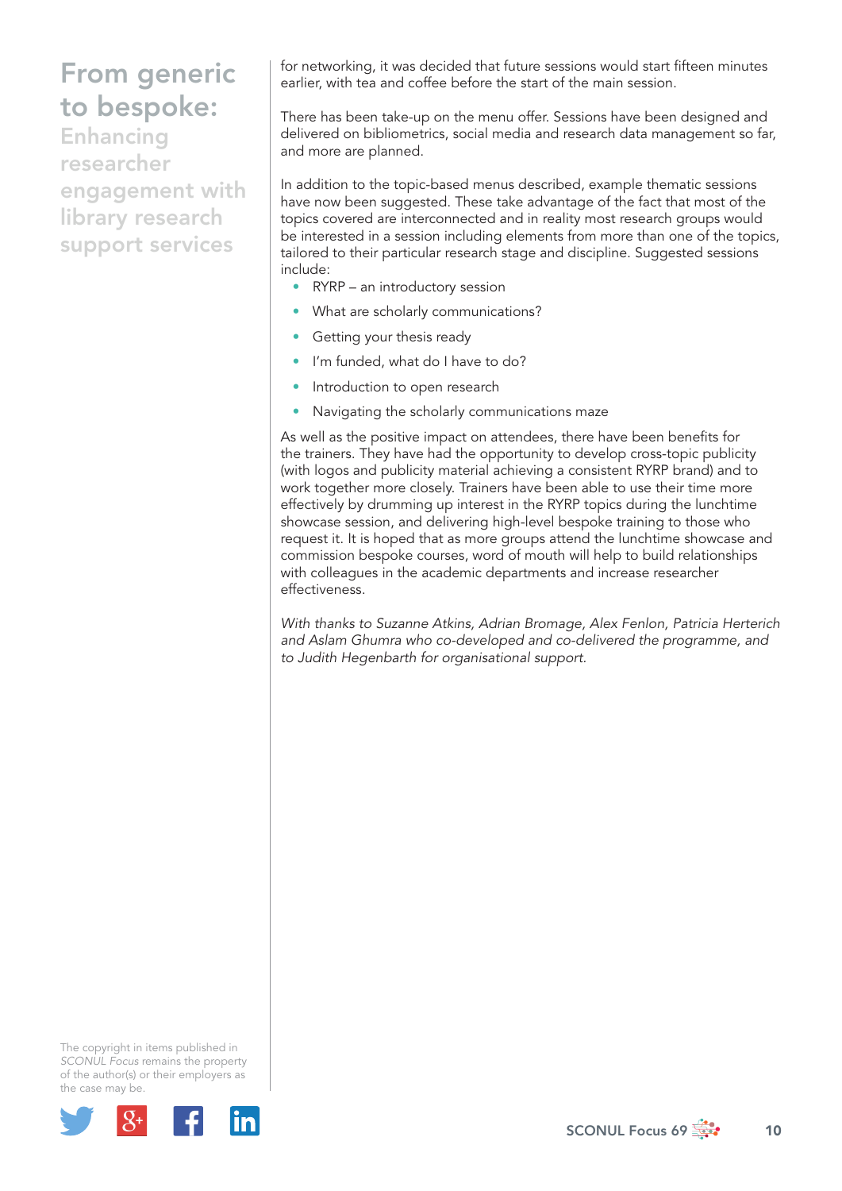for networking, it was decided that future sessions would start fifteen minutes earlier, with tea and coffee before the start of the main session.

There has been take-up on the menu offer. Sessions have been designed and delivered on bibliometrics, social media and research data management so far, and more are planned.

In addition to the topic-based menus described, example thematic sessions have now been suggested. These take advantage of the fact that most of the topics covered are interconnected and in reality most research groups would be interested in a session including elements from more than one of the topics, tailored to their particular research stage and discipline. Suggested sessions include:

- RYRP – an introductory session
- What are scholarly communications?
- Getting your thesis ready
- I'm funded, what do I have to do?
- Introduction to open research
- Navigating the scholarly communications maze

As well as the positive impact on attendees, there have been benefits for the trainers. They have had the opportunity to develop cross-topic publicity (with logos and publicity material achieving a consistent RYRP brand) and to work together more closely. Trainers have been able to use their time more effectively by drumming up interest in the RYRP topics during the lunchtime showcase session, and delivering high-level bespoke training to those who request it. It is hoped that as more groups attend the lunchtime showcase and commission bespoke courses, word of mouth will help to build relationships with colleagues in the academic departments and increase researcher effectiveness.

*With thanks to Suzanne Atkins, Adrian Bromage, Alex Fenlon, Patricia Herterich and Aslam Ghumra who co-developed and co-delivered the programme, and to Judith Hegenbarth for organisational support.*

The copyright in items published in *SCONUL Focus* remains the property of the author(s) or their employers as the case may be.